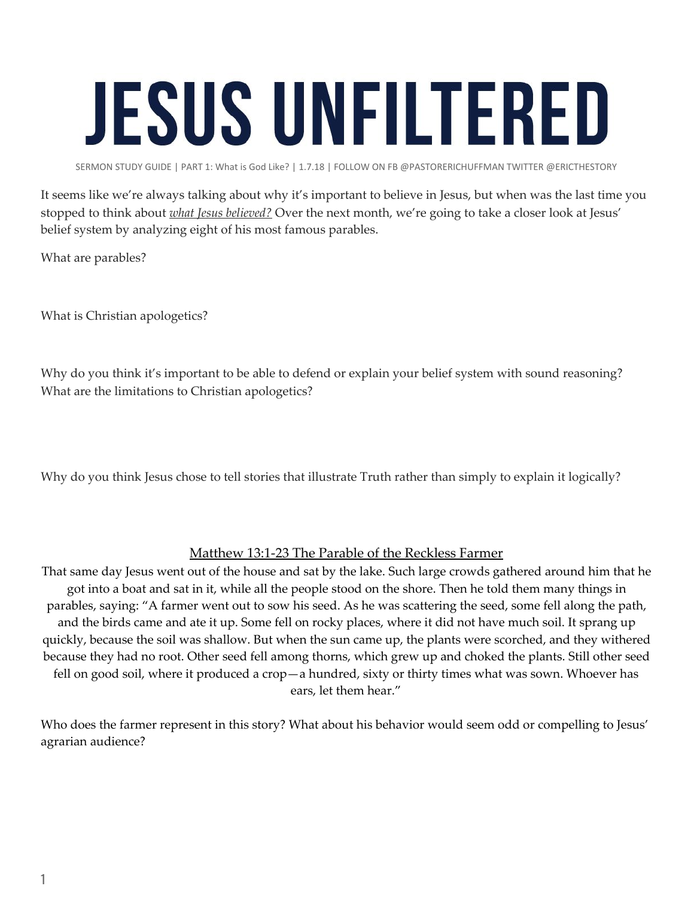# JESUS UNFILTERED

SERMON STUDY GUIDE | PART 1: What is God Like? | 1.7.18 | FOLLOW ON FB @PASTORERICHUFFMAN TWITTER @ERICTHESTORY

It seems like we're always talking about why it's important to believe in Jesus, but when was the last time you stopped to think about <u>*what Jesus believed?*</u> Over the next month, we're going to take a closer look at Jesus' belief system by analyzing eight of his most famous parables.

What are parables?

What is Christian apologetics?

Why do you think it's important to be able to defend or explain your belief system with sound reasoning? What are the limitations to Christian apologetics?

Why do you think Jesus chose to tell stories that illustrate Truth rather than simply to explain it logically?

<u>Matthew 13:1-23 The Parable of the Reckless Farmer</u>

That same day Jesus went out of the house and sat by the lake. Such large crowds gathered around him that he got into a boat and sat in it, while all the people stood on the shore. Then he told them many things in parables, saying: "A farmer went out to sow his seed. As he was scattering the seed, some fell along the path, and the birds came and ate it up. Some fell on rocky places, where it did not have much soil. It sprang up quickly, because the soil was shallow. But when the sun came up, the plants were scorched, and they withered because they had no root. Other seed fell among thorns, which grew up and choked the plants. Still other seed fell on good soil, where it produced a crop—a hundred, sixty or thirty times what was sown. Whoever has ears, let them hear."

Who does the farmer represent in this story? What about his behavior would seem odd or compelling to Jesus' agrarian audience?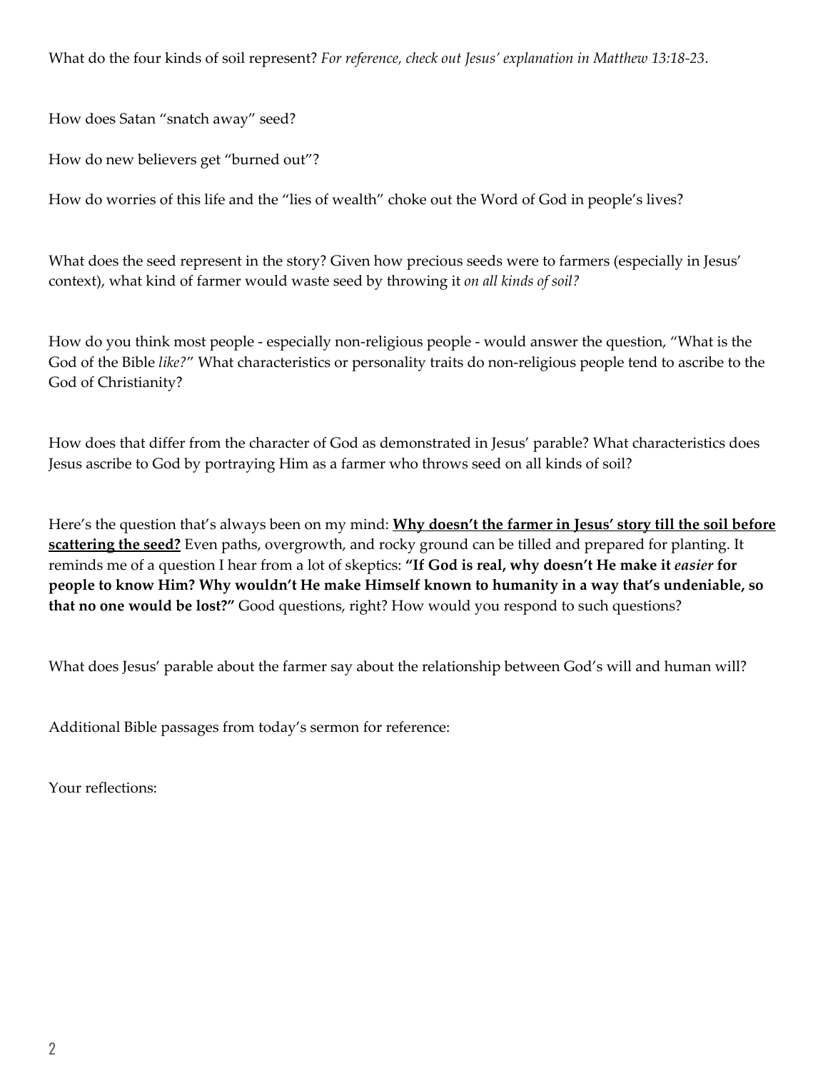What do the four kinds of soil represent? *For reference, check out Jesus' explanation in Matthew 13:18-23*.

How does Satan "snatch away" seed?

How do new believers get "burned out"?

How do worries of this life and the "lies of wealth" choke out the Word of God in people's lives?

What does the seed represent in the story? Given how precious seeds were to farmers (especially in Jesus' context), what kind of farmer would waste seed by throwing it *on all kinds of soil?*

How do you think most people - especially non-religious people - would answer the question, "What is the God of the Bible *like?*" What characteristics or personality traits do non-religious people tend to ascribe to the God of Christianity?

How does that differ from the character of God as demonstrated in Jesus' parable? What characteristics does Jesus ascribe to God by portraying Him as a farmer who throws seed on all kinds of soil?

Here's the question that's always been on my mind: <u>**Why doesn't the farmer in Jesus' story till the soil before scattering the seed?**</u> Even paths, overgrowth, and rocky ground can be tilled and prepared for planting. It reminds me of a question I hear from a lot of skeptics: **"If God is real, why doesn't He make it *easier* for people to know Him? Why wouldn't He make Himself known to humanity in a way that's undeniable, so that no one would be lost?"** Good questions, right? How would you respond to such questions?

What does Jesus' parable about the farmer say about the relationship between God's will and human will?

Additional Bible passages from today's sermon for reference:

Your reflections: